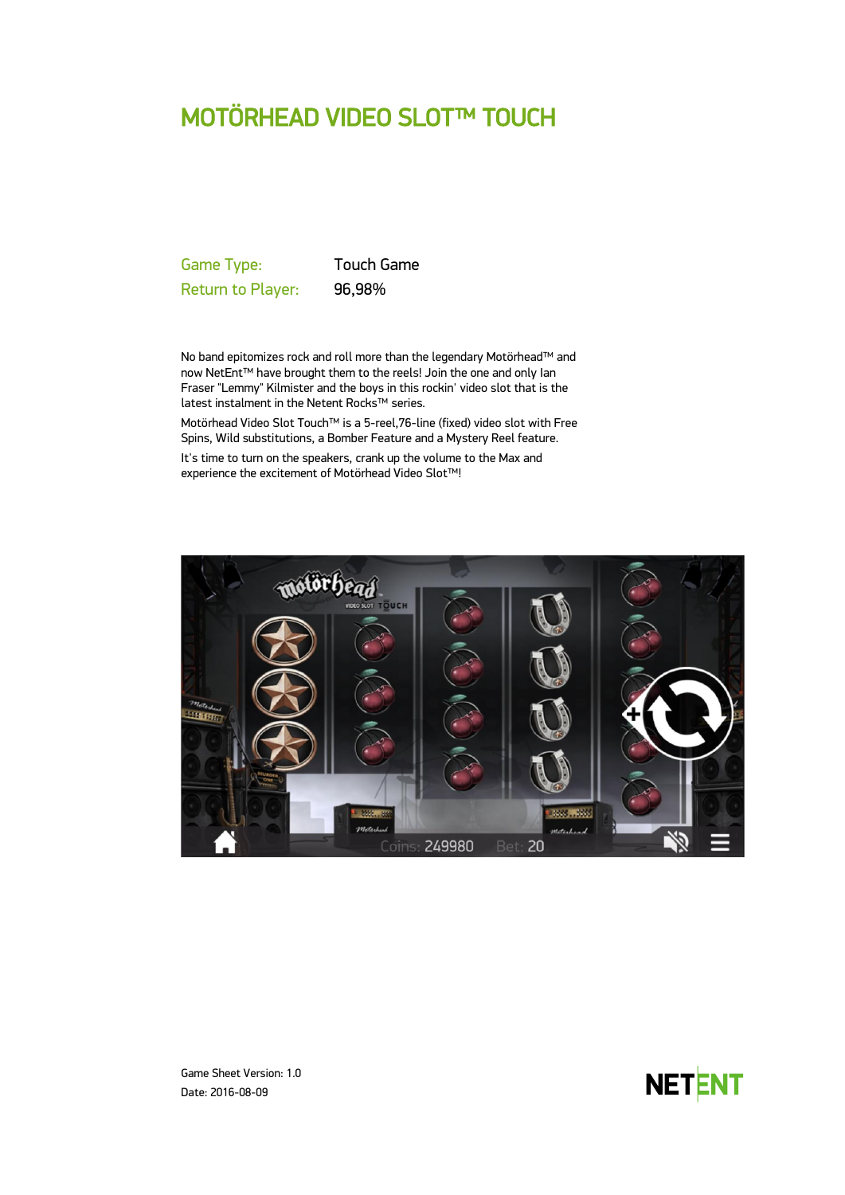# MOTÖRHEAD VIDEO SLOT™ TOUCH

| | |
|---|---|
| Game Type: | Touch Game |
| Return to Player: | 96,98% |

No band epitomizes rock and roll more than the legendary Motörhead™ and now NetEnt™ have brought them to the reels! Join the one and only Ian Fraser "Lemmy" Kilmister and the boys in this rockin' video slot that is the latest instalment in the Netent Rocks™ series.

Motörhead Video Slot Touch™ is a 5-reel,76-line (fixed) video slot with Free Spins, Wild substitutions, a Bomber Feature and a Mystery Reel feature.

It's time to turn on the speakers, crank up the volume to the Max and experience the excitement of Motörhead Video Slot™!

Game Sheet Version: 1.0

Date: 2016-08-09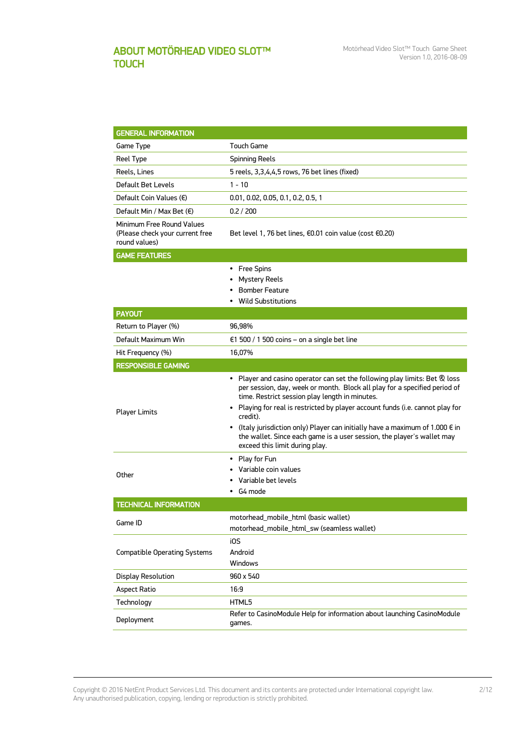# ABOUT MOTÖRHEAD VIDEO SLOT™ TOUCH

| GENERAL INFORMATION | |
|---|---|
| Game Type | Touch Game |
| Reel Type | Spinning Reels |
| Reels, Lines | 5 reels, 3,3,4,4,5 rows, 76 bet lines (fixed) |
| Default Bet Levels | 1 - 10 |
| Default Coin Values (€) | 0.01, 0.02, 0.05, 0.1, 0.2, 0.5, 1 |
| Default Min / Max Bet (€) | 0.2 / 200 |
| Minimum Free Round Values (Please check your current free round values) | Bet level 1, 76 bet lines, €0.01 coin value (cost €0.20) |
| **GAME FEATURES** | |
| | • Free Spins<br>• Mystery Reels<br>• Bomber Feature<br>• Wild Substitutions |
| **PAYOUT** | |
| Return to Player (%) | 96,98% |
| Default Maximum Win | €1 500 / 1 500 coins – on a single bet line |
| Hit Frequency (%) | 16,07% |
| **RESPONSIBLE GAMING** | |
| Player Limits | • Player and casino operator can set the following play limits: Bet & loss per session, day, week or month. Block all play for a specified period of time. Restrict session play length in minutes.<br>• Playing for real is restricted by player account funds (i.e. cannot play for credit).<br>• (Italy jurisdiction only) Player can initially have a maximum of 1.000 € in the wallet. Since each game is a user session, the player's wallet may exceed this limit during play. |
| Other | • Play for Fun<br>• Variable coin values<br>• Variable bet levels<br>• G4 mode |
| **TECHNICAL INFORMATION** | |
| Game ID | motorhead_mobile_html (basic wallet)<br>motorhead_mobile_html_sw (seamless wallet) |
| Compatible Operating Systems | iOS<br>Android<br>Windows |
| Display Resolution | 960 x 540 |
| Aspect Ratio | 16:9 |
| Technology | HTML5 |
| Deployment | Refer to CasinoModule Help for information about launching CasinoModule games. |

Copyright © 2016 NetEnt Product Services Ltd. This document and its contents are protected under International copyright law. Any unauthorised publication, copying, lending or reproduction is strictly prohibited.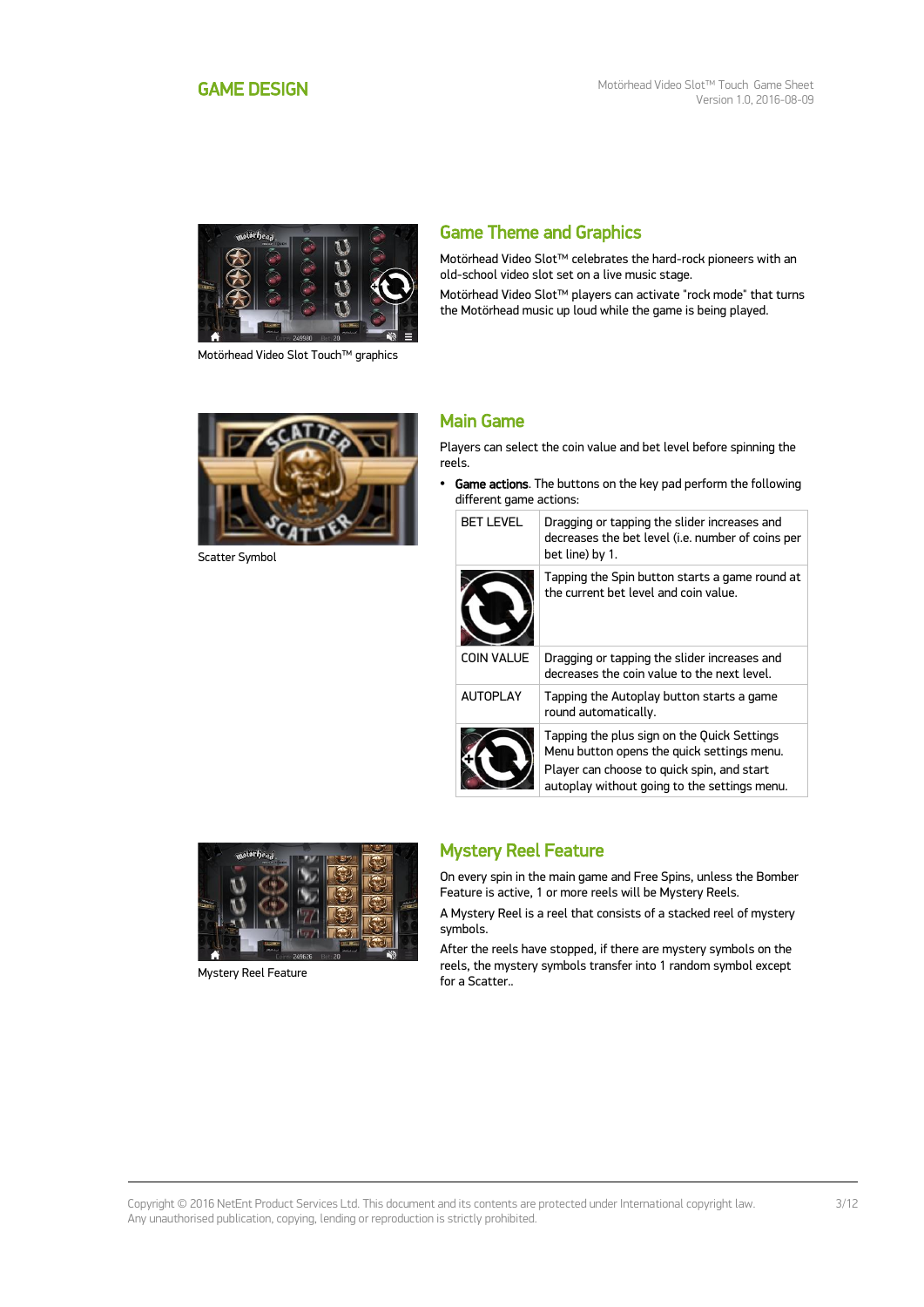# GAME DESIGN

Motörhead Video Slot Touch graphics

## Game Theme and Graphics

Motörhead Video Slot™ celebrates the hard-rock pioneers with an old-school video slot set on a live music stage.

Motörhead Video Slot™ players can activate "rock mode" that turns the Motörhead music up loud while the game is being played.

Scatter Symbol

## Main Game

Players can select the coin value and bet level before spinning the reels.

- **Game actions**. The buttons on the key pad perform the following different game actions:

| | |
|---|---|
| BET LEVEL | Dragging or tapping the slider increases and decreases the bet level (i.e. number of coins per bet line) by 1. |
| | Tapping the Spin button starts a game round at the current bet level and coin value. |
| COIN VALUE | Dragging or tapping the slider increases and decreases the coin value to the next level. |
| AUTOPLAY | Tapping the Autoplay button starts a game round automatically. |
| | Tapping the plus sign on the Quick Settings Menu button opens the quick settings menu. Player can choose to quick spin, and start autoplay without going to the settings menu. |

Mystery Reel Feature

## Mystery Reel Feature

On every spin in the main game and Free Spins, unless the Bomber Feature is active, 1 or more reels will be Mystery Reels.

A Mystery Reel is a reel that consists of a stacked reel of mystery symbols.

After the reels have stopped, if there are mystery symbols on the reels, the mystery symbols transfer into 1 random symbol except for a Scatter..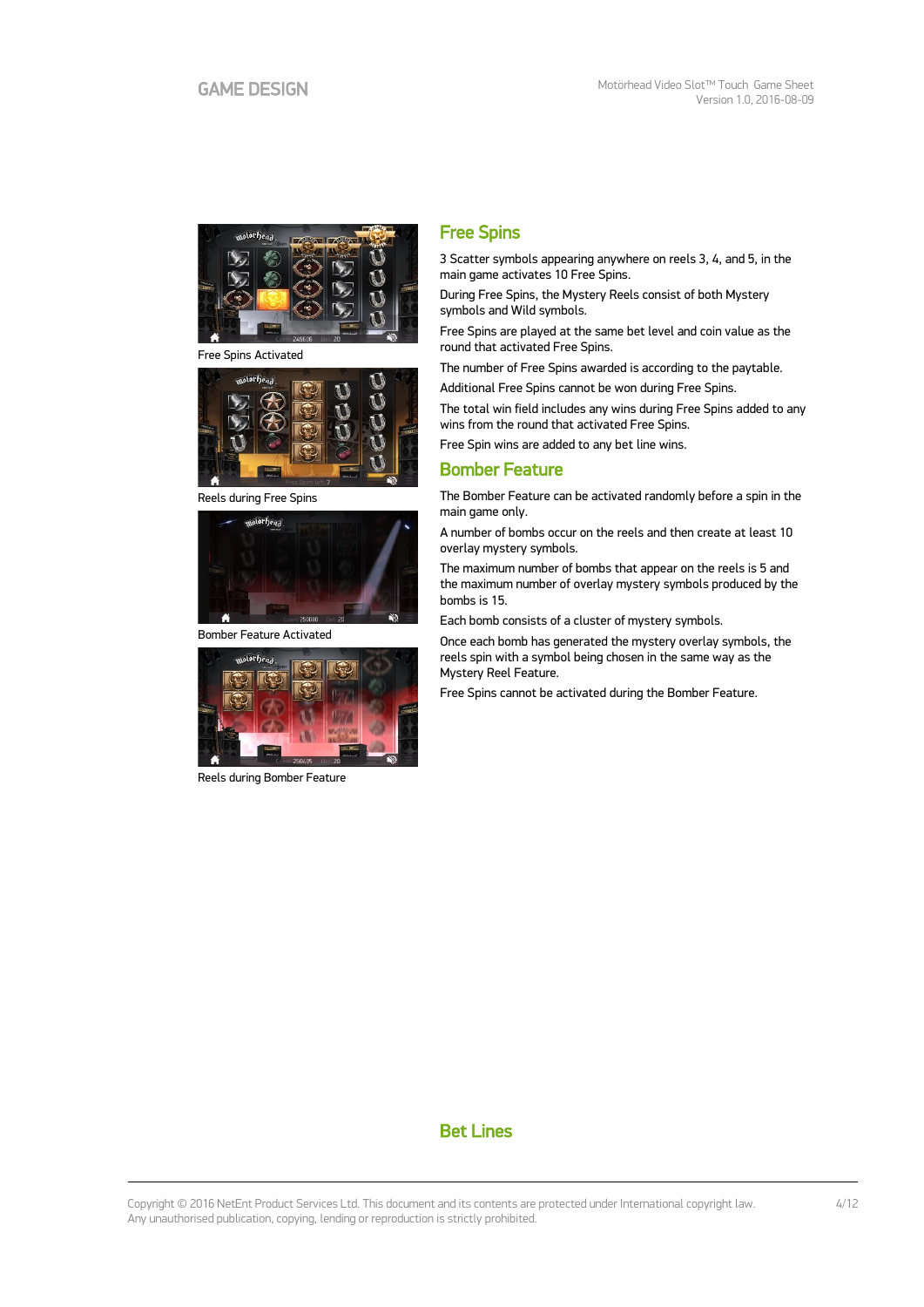Free Spins Activated

Reels during Free Spins

Bomber Feature Activated

Reels during Bomber Feature

## Free Spins

3 Scatter symbols appearing anywhere on reels 3, 4, and 5, in the main game activates 10 Free Spins.

During Free Spins, the Mystery Reels consist of both Mystery symbols and Wild symbols.

Free Spins are played at the same bet level and coin value as the round that activated Free Spins.

The number of Free Spins awarded is according to the paytable.

Additional Free Spins cannot be won during Free Spins.

The total win field includes any wins during Free Spins added to any wins from the round that activated Free Spins.

Free Spin wins are added to any bet line wins.

## Bomber Feature

The Bomber Feature can be activated randomly before a spin in the main game only.

A number of bombs occur on the reels and then create at least 10 overlay mystery symbols.

The maximum number of bombs that appear on the reels is 5 and the maximum number of overlay mystery symbols produced by the bombs is 15.

Each bomb consists of a cluster of mystery symbols.

Once each bomb has generated the mystery overlay symbols, the reels spin with a symbol being chosen in the same way as the Mystery Reel Feature.

Free Spins cannot be activated during the Bomber Feature.

## Bet Lines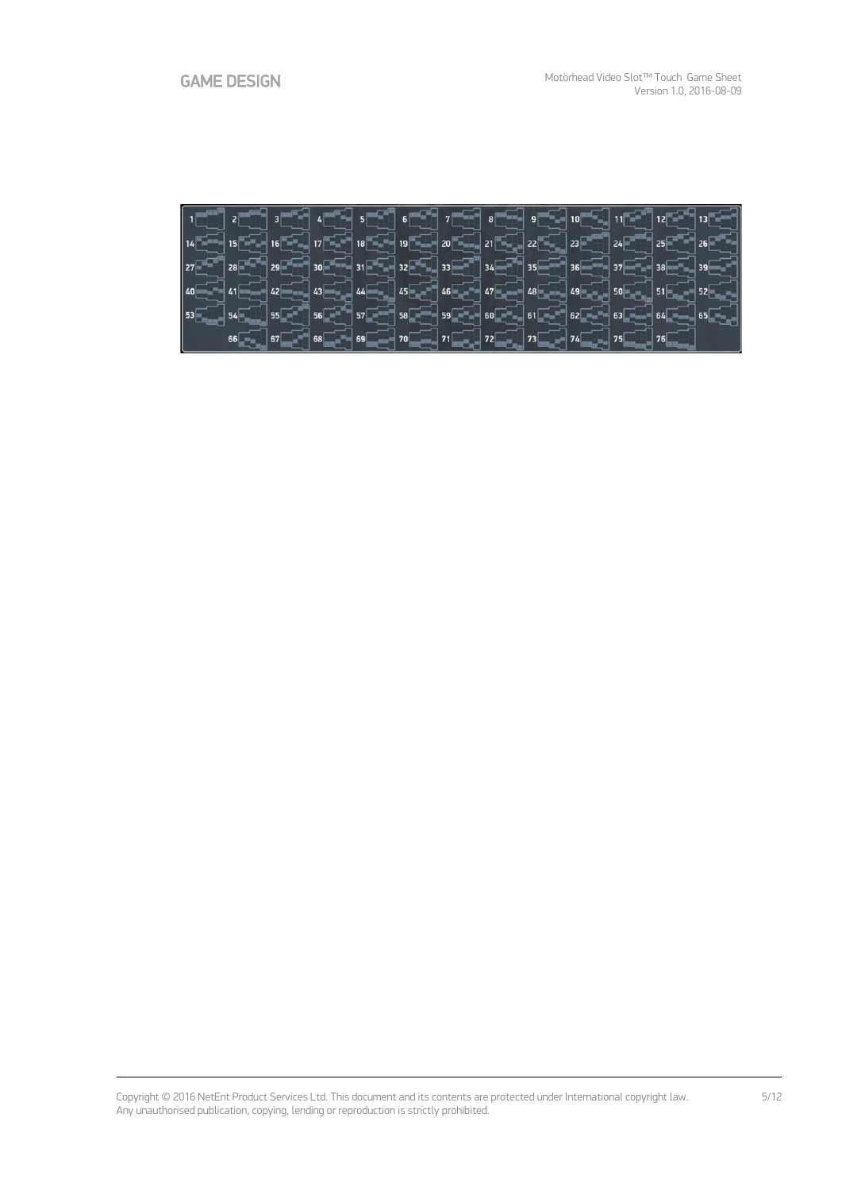| 1 | 2 | 3 | 4 | 5 | 6 | 7 | 8 | 9 | 10 | 11 | 12 | 13 |
|---|---|---|---|---|---|---|---|---|---|---|---|---|
| 14 | 15 | 16 | 17 | 18 | 19 | 20 | 21 | 22 | 23 | 24 | 25 | 26 |
| 27 | 28 | 29 | 30 | 31 | 32 | 33 | 34 | 35 | 36 | 37 | 38 | 39 |
| 40 | 41 | 42 | 43 | 44 | 45 | 46 | 47 | 48 | 49 | 50 | 51 | 52 |
| 53 | 54 | 55 | 56 | 57 | 58 | 59 | 60 | 61 | 62 | 63 | 64 | 65 |
| | 66 | 67 | 68 | 69 | 70 | 71 | 72 | 73 | 74 | 75 | 76 | |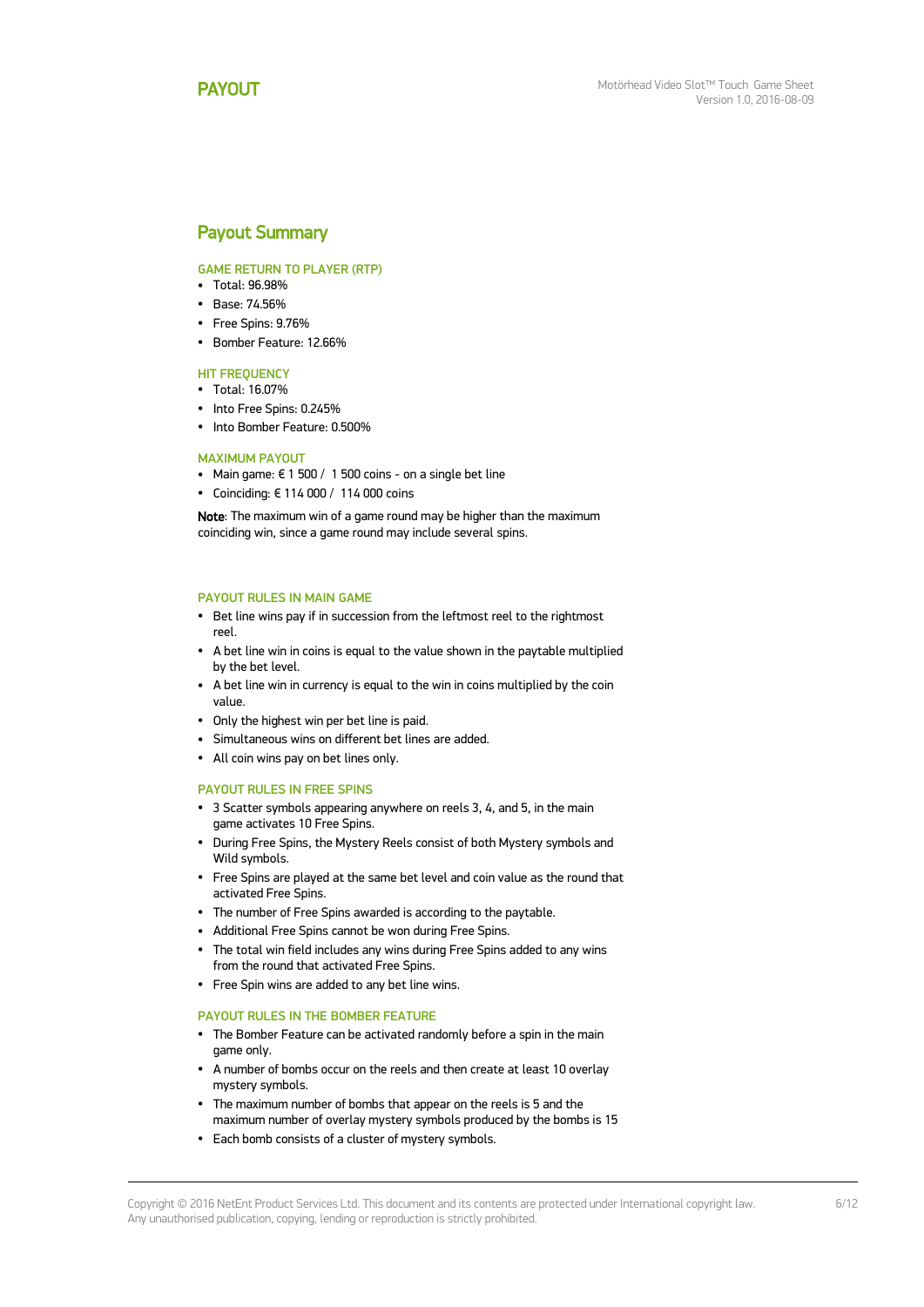# PAYOUT

## Payout Summary

### GAME RETURN TO PLAYER (RTP)

- Total: 96.98%
- Base: 74.56%
- Free Spins: 9.76%
- Bomber Feature: 12.66%

### HIT FREQUENCY

- Total: 16.07%
- Into Free Spins: 0.245%
- Into Bomber Feature: 0.500%

### MAXIMUM PAYOUT

- Main game: € 1 500 / 1 500 coins - on a single bet line
- Coinciding: € 114 000 / 114 000 coins

**Note**: The maximum win of a game round may be higher than the maximum coinciding win, since a game round may include several spins.

### PAYOUT RULES IN MAIN GAME

- Bet line wins pay if in succession from the leftmost reel to the rightmost reel.
- A bet line win in coins is equal to the value shown in the paytable multiplied by the bet level.
- A bet line win in currency is equal to the win in coins multiplied by the coin value.
- Only the highest win per bet line is paid.
- Simultaneous wins on different bet lines are added.
- All coin wins pay on bet lines only.

### PAYOUT RULES IN FREE SPINS

- 3 Scatter symbols appearing anywhere on reels 3, 4, and 5, in the main game activates 10 Free Spins.
- During Free Spins, the Mystery Reels consist of both Mystery symbols and Wild symbols.
- Free Spins are played at the same bet level and coin value as the round that activated Free Spins.
- The number of Free Spins awarded is according to the paytable.
- Additional Free Spins cannot be won during Free Spins.
- The total win field includes any wins during Free Spins added to any wins from the round that activated Free Spins.
- Free Spin wins are added to any bet line wins.

### PAYOUT RULES IN THE BOMBER FEATURE

- The Bomber Feature can be activated randomly before a spin in the main game only.
- A number of bombs occur on the reels and then create at least 10 overlay mystery symbols.
- The maximum number of bombs that appear on the reels is 5 and the maximum number of overlay mystery symbols produced by the bombs is 15
- Each bomb consists of a cluster of mystery symbols.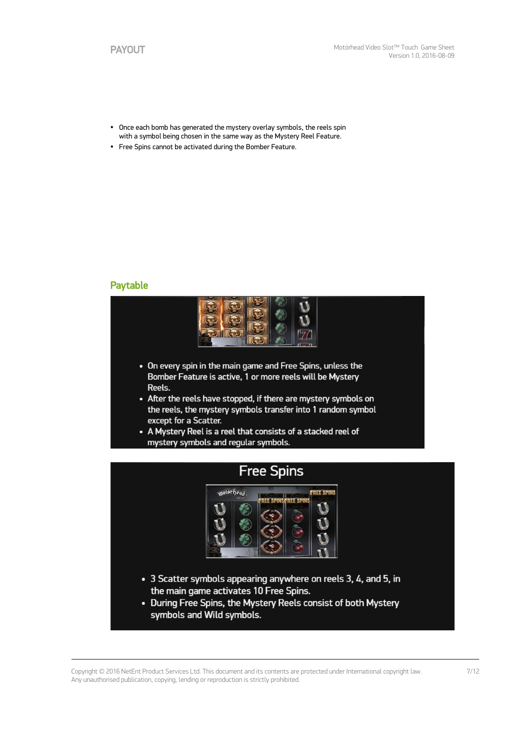- Once each bomb has generated the mystery overlay symbols, the reels spin with a symbol being chosen in the same way as the Mystery Reel Feature.
- Free Spins cannot be activated during the Bomber Feature.

## Paytable

- On every spin in the main game and Free Spins, unless the Bomber Feature is active, 1 or more reels will be Mystery Reels.
- After the reels have stopped, if there are mystery symbols on the reels, the mystery symbols transfer into 1 random symbol except for a Scatter.
- A Mystery Reel is a reel that consists of a stacked reel of mystery symbols and regular symbols.

### Free Spins

- 3 Scatter symbols appearing anywhere on reels 3, 4, and 5, in the main game activates 10 Free Spins.
- During Free Spins, the Mystery Reels consist of both Mystery symbols and Wild symbols.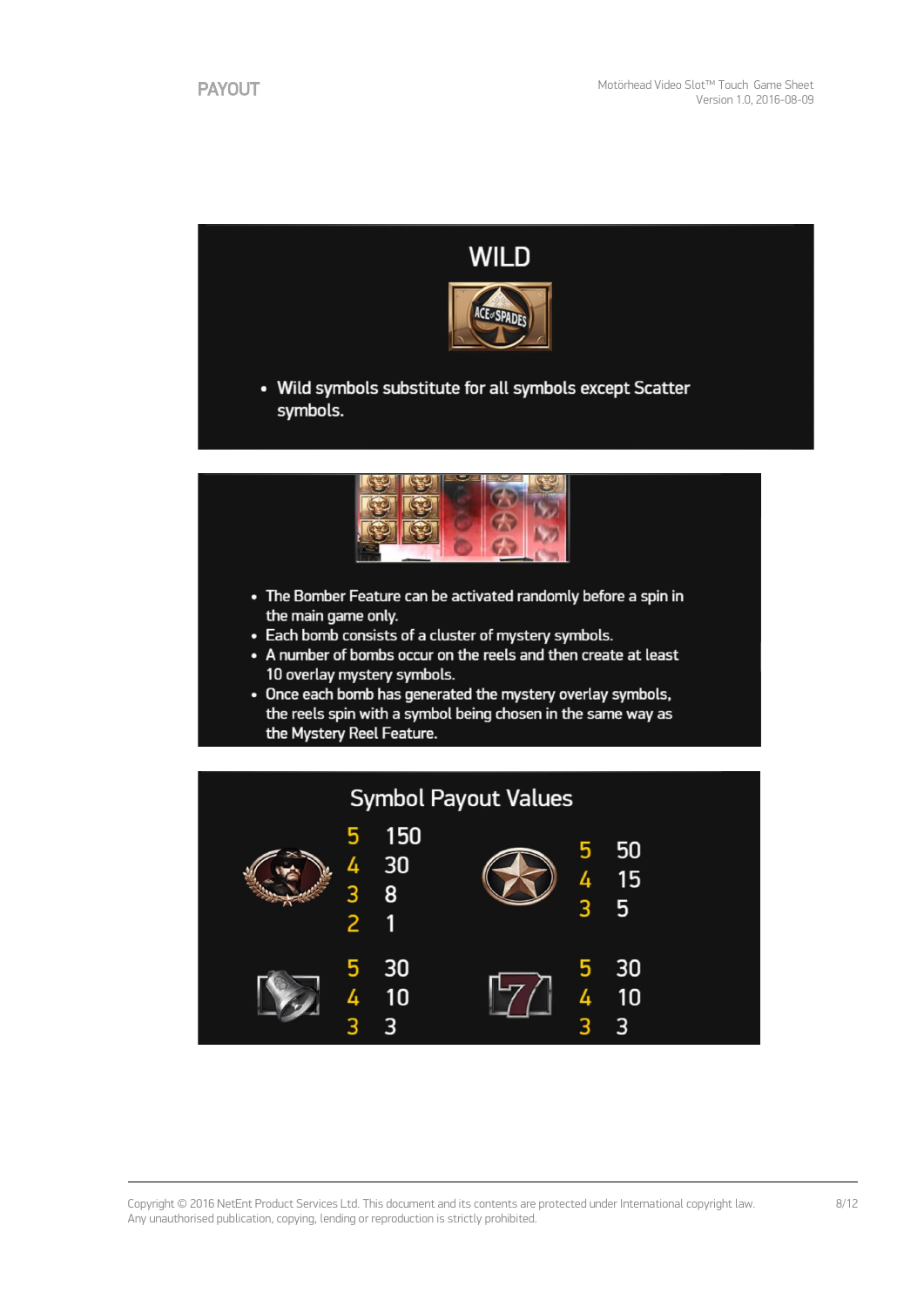## WILD

- Wild symbols substitute for all symbols except Scatter symbols.

- The Bomber Feature can be activated randomly before a spin in the main game only.
- Each bomb consists of a cluster of mystery symbols.
- A number of bombs occur on the reels and then create at least 10 overlay mystery symbols.
- Once each bomb has generated the mystery overlay symbols, the reels spin with a symbol being chosen in the same way as the Mystery Reel Feature.

## Symbol Payout Values

| Symbol | Count | Payout |
|---|---|---|
| Lemmy | 5 | 150 |
| | 4 | 30 |
| | 3 | 8 |
| | 2 | 1 |
| Star | 5 | 50 |
| | 4 | 15 |
| | 3 | 5 |
| Bell | 5 | 30 |
| | 4 | 10 |
| | 3 | 3 |
| 7 | 5 | 30 |
| | 4 | 10 |
| | 3 | 3 |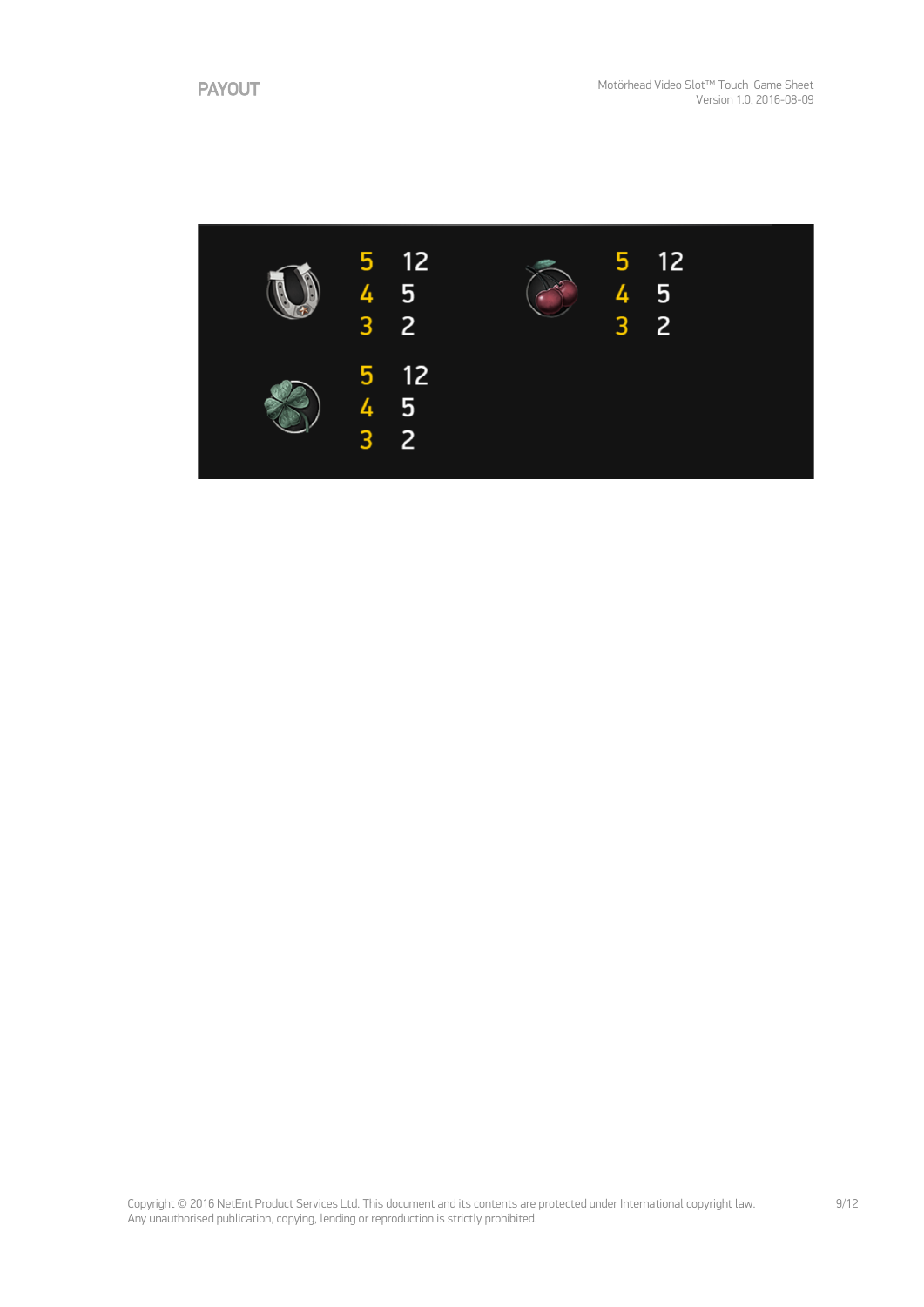# PAYOUT

| 5 | 12 |
|---|---|
| 4 | 5 |
| 3 | 2 |

| 5 | 12 |
|---|---|
| 4 | 5 |
| 3 | 2 |

| 5 | 12 |
|---|---|
| 4 | 5 |
| 3 | 2 |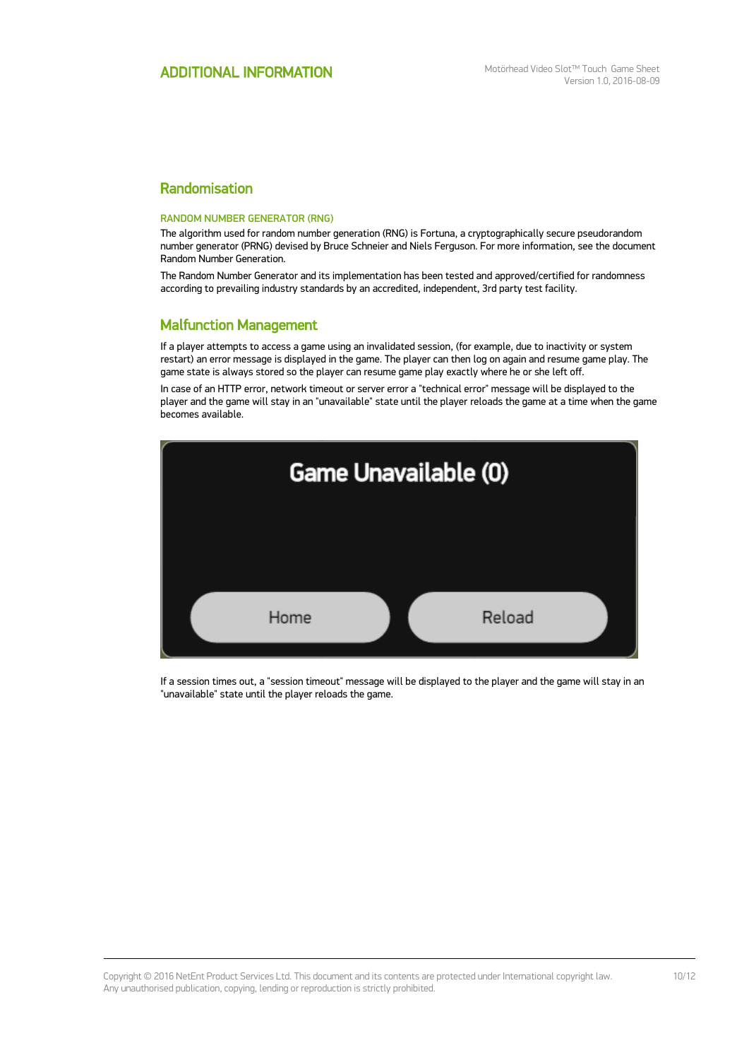# ADDITIONAL INFORMATION

## Randomisation

### RANDOM NUMBER GENERATOR (RNG)

The algorithm used for random number generation (RNG) is Fortuna, a cryptographically secure pseudorandom number generator (PRNG) devised by Bruce Schneier and Niels Ferguson. For more information, see the document Random Number Generation.

The Random Number Generator and its implementation has been tested and approved/certified for randomness according to prevailing industry standards by an accredited, independent, 3rd party test facility.

## Malfunction Management

If a player attempts to access a game using an invalidated session, (for example, due to inactivity or system restart) an error message is displayed in the game. The player can then log on again and resume game play. The game state is always stored so the player can resume game play exactly where he or she left off.

In case of an HTTP error, network timeout or server error a "technical error" message will be displayed to the player and the game will stay in an "unavailable" state until the player reloads the game at a time when the game becomes available.

If a session times out, a "session timeout" message will be displayed to the player and the game will stay in an "unavailable" state until the player reloads the game.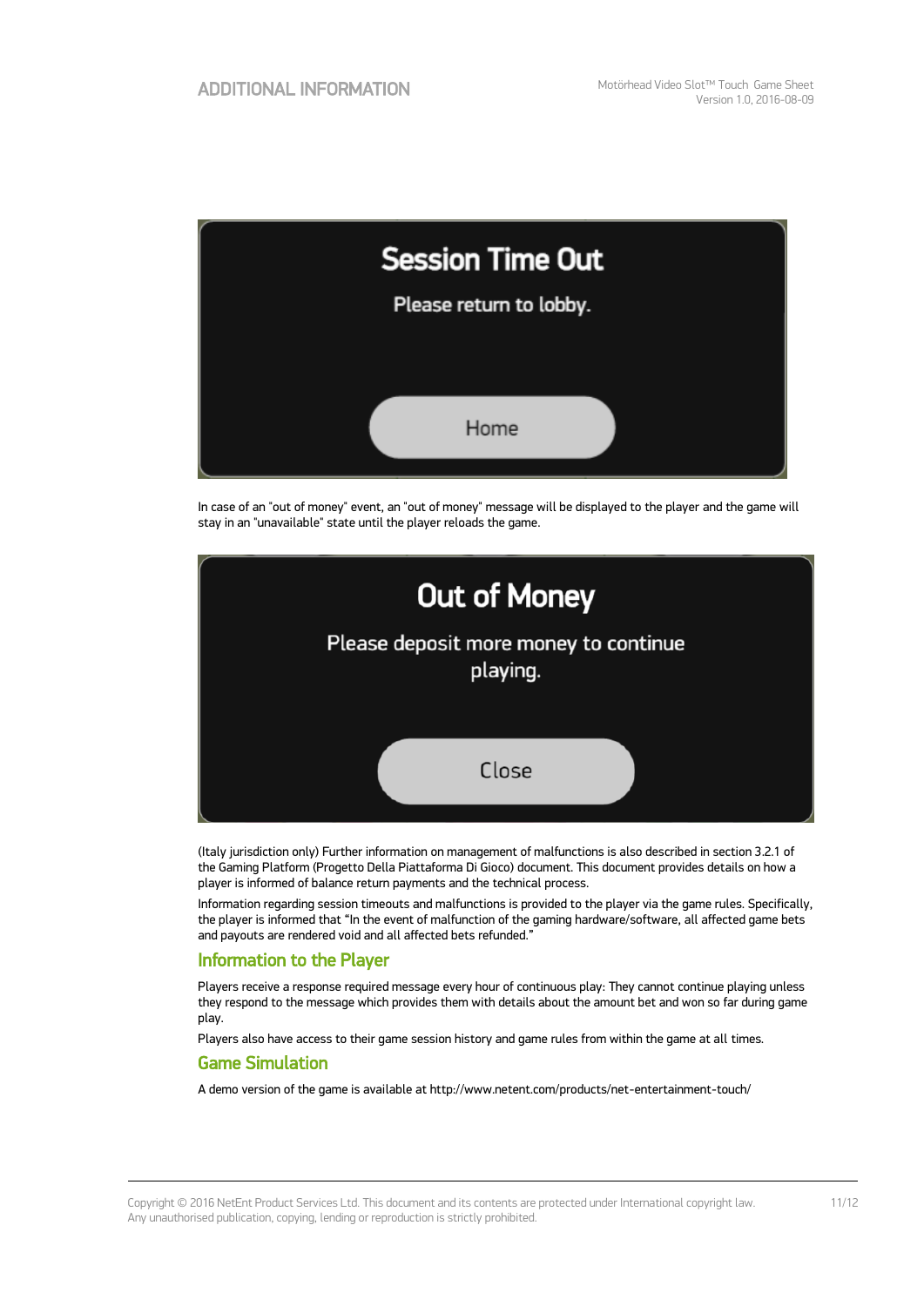Session Time Out

Please return to lobby.

Home

In case of an "out of money" event, an "out of money" message will be displayed to the player and the game will stay in an "unavailable" state until the player reloads the game.

Out of Money

Please deposit more money to continue playing.

Close

(Italy jurisdiction only) Further information on management of malfunctions is also described in section 3.2.1 of the Gaming Platform (Progetto Della Piattaforma Di Gioco) document. This document provides details on how a player is informed of balance return payments and the technical process.

Information regarding session timeouts and malfunctions is provided to the player via the game rules. Specifically, the player is informed that "In the event of malfunction of the gaming hardware/software, all affected game bets and payouts are rendered void and all affected bets refunded."

## Information to the Player

Players receive a response required message every hour of continuous play: They cannot continue playing unless they respond to the message which provides them with details about the amount bet and won so far during game play.

Players also have access to their game session history and game rules from within the game at all times.

## Game Simulation

A demo version of the game is available at http://www.netent.com/products/net-entertainment-touch/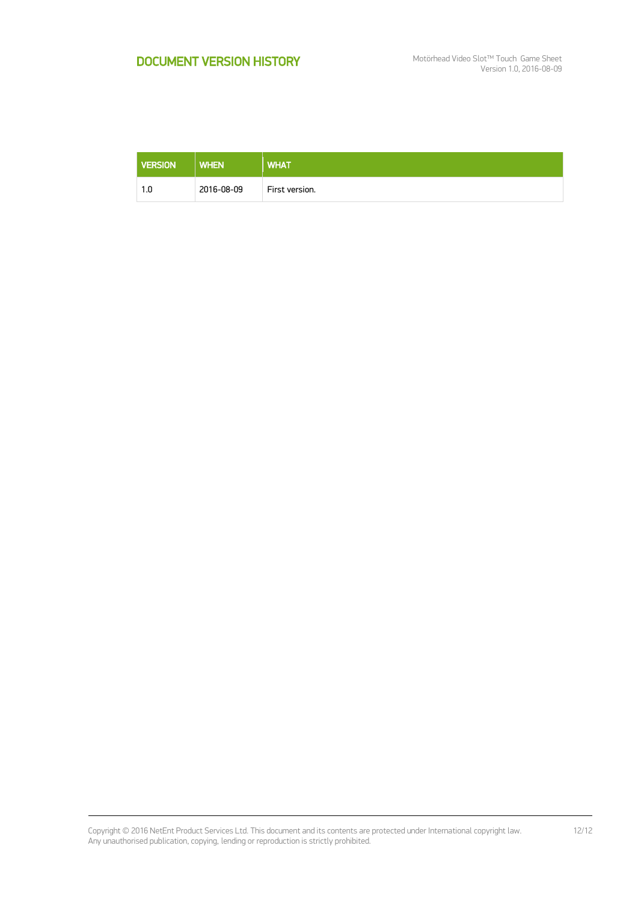# DOCUMENT VERSION HISTORY

| VERSION | WHEN | WHAT |
|---|---|---|
| 1.0 | 2016-08-09 | First version. |